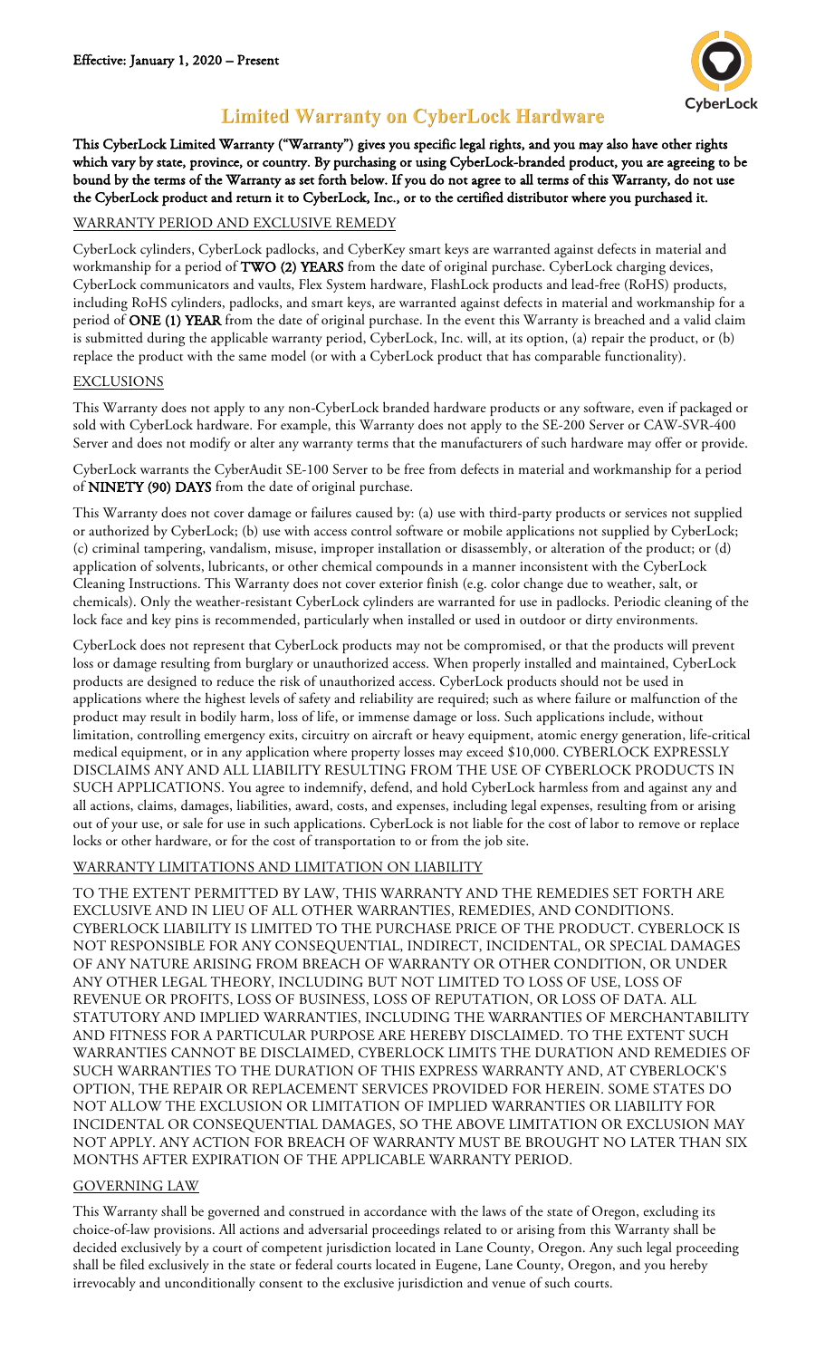**Effective: January 1, 2020 – Present**

# Limited Warranty on CyberLock Hardware

**This CyberLock Limited Warranty ("Warranty") gives you specific legal rights, and you may also have other rights which vary by state, province, or country. By purchasing or using CyberLock-branded product, you are agreeing to be bound by the terms of the Warranty as set forth below. If you do not agree to all terms of this Warranty, do not use the CyberLock product and return it to CyberLock, Inc., or to the certified distributor where you purchased it.**

## WARRANTY PERIOD AND EXCLUSIVE REMEDY

CyberLock cylinders, CyberLock padlocks, and CyberKey smart keys are warranted against defects in material and workmanship for a period of **TWO (2) YEARS** from the date of original purchase. CyberLock charging devices, CyberLock communicators and vaults, Flex System hardware, FlashLock products and lead-free (RoHS) products, including RoHS cylinders, padlocks, and smart keys, are warranted against defects in material and workmanship for a period of **ONE (1) YEAR** from the date of original purchase. In the event this Warranty is breached and a valid claim is submitted during the applicable warranty period, CyberLock, Inc. will, at its option, (a) repair the product, or (b) replace the product with the same model (or with a CyberLock product that has comparable functionality).

## EXCLUSIONS

This Warranty does not apply to any non-CyberLock branded hardware products or any software, even if packaged or sold with CyberLock hardware. For example, this Warranty does not apply to the SE-200 Server or CAW-SVR-400 Server and does not modify or alter any warranty terms that the manufacturers of such hardware may offer or provide.

CyberLock warrants the CyberAudit SE-100 Server to be free from defects in material and workmanship for a period of **NINETY (90) DAYS** from the date of original purchase.

This Warranty does not cover damage or failures caused by: (a) use with third-party products or services not supplied or authorized by CyberLock; (b) use with access control software or mobile applications not supplied by CyberLock; (c) criminal tampering, vandalism, misuse, improper installation or disassembly, or alteration of the product; or (d) application of solvents, lubricants, or other chemical compounds in a manner inconsistent with the CyberLock Cleaning Instructions. This Warranty does not cover exterior finish (e.g. color change due to weather, salt, or chemicals). Only the weather-resistant CyberLock cylinders are warranted for use in padlocks. Periodic cleaning of the lock face and key pins is recommended, particularly when installed or used in outdoor or dirty environments.

CyberLock does not represent that CyberLock products may not be compromised, or that the products will prevent loss or damage resulting from burglary or unauthorized access. When properly installed and maintained, CyberLock products are designed to reduce the risk of unauthorized access. CyberLock products should not be used in applications where the highest levels of safety and reliability are required; such as where failure or malfunction of the product may result in bodily harm, loss of life, or immense damage or loss. Such applications include, without limitation, controlling emergency exits, circuitry on aircraft or heavy equipment, atomic energy generation, life-critical medical equipment, or in any application where property losses may exceed $10,000. CYBERLOCK EXPRESSLY DISCLAIMS ANY AND ALL LIABILITY RESULTING FROM THE USE OF CYBERLOCK PRODUCTS IN SUCH APPLICATIONS. You agree to indemnify, defend, and hold CyberLock harmless from and against any and all actions, claims, damages, liabilities, award, costs, and expenses, including legal expenses, resulting from or arising out of your use, or sale for use in such applications. CyberLock is not liable for the cost of labor to remove or replace locks or other hardware, or for the cost of transportation to or from the job site.

## WARRANTY LIMITATIONS AND LIMITATION ON LIABILITY

TO THE EXTENT PERMITTED BY LAW, THIS WARRANTY AND THE REMEDIES SET FORTH ARE EXCLUSIVE AND IN LIEU OF ALL OTHER WARRANTIES, REMEDIES, AND CONDITIONS. CYBERLOCK LIABILITY IS LIMITED TO THE PURCHASE PRICE OF THE PRODUCT. CYBERLOCK IS NOT RESPONSIBLE FOR ANY CONSEQUENTIAL, INDIRECT, INCIDENTAL, OR SPECIAL DAMAGES OF ANY NATURE ARISING FROM BREACH OF WARRANTY OR OTHER CONDITION, OR UNDER ANY OTHER LEGAL THEORY, INCLUDING BUT NOT LIMITED TO LOSS OF USE, LOSS OF REVENUE OR PROFITS, LOSS OF BUSINESS, LOSS OF REPUTATION, OR LOSS OF DATA. ALL STATUTORY AND IMPLIED WARRANTIES, INCLUDING THE WARRANTIES OF MERCHANTABILITY AND FITNESS FOR A PARTICULAR PURPOSE ARE HEREBY DISCLAIMED. TO THE EXTENT SUCH WARRANTIES CANNOT BE DISCLAIMED, CYBERLOCK LIMITS THE DURATION AND REMEDIES OF SUCH WARRANTIES TO THE DURATION OF THIS EXPRESS WARRANTY AND, AT CYBERLOCK'S OPTION, THE REPAIR OR REPLACEMENT SERVICES PROVIDED FOR HEREIN. SOME STATES DO NOT ALLOW THE EXCLUSION OR LIMITATION OF IMPLIED WARRANTIES OR LIABILITY FOR INCIDENTAL OR CONSEQUENTIAL DAMAGES, SO THE ABOVE LIMITATION OR EXCLUSION MAY NOT APPLY. ANY ACTION FOR BREACH OF WARRANTY MUST BE BROUGHT NO LATER THAN SIX MONTHS AFTER EXPIRATION OF THE APPLICABLE WARRANTY PERIOD.

## GOVERNING LAW

This Warranty shall be governed and construed in accordance with the laws of the state of Oregon, excluding its choice-of-law provisions. All actions and adversarial proceedings related to or arising from this Warranty shall be decided exclusively by a court of competent jurisdiction located in Lane County, Oregon. Any such legal proceeding shall be filed exclusively in the state or federal courts located in Eugene, Lane County, Oregon, and you hereby irrevocably and unconditionally consent to the exclusive jurisdiction and venue of such courts.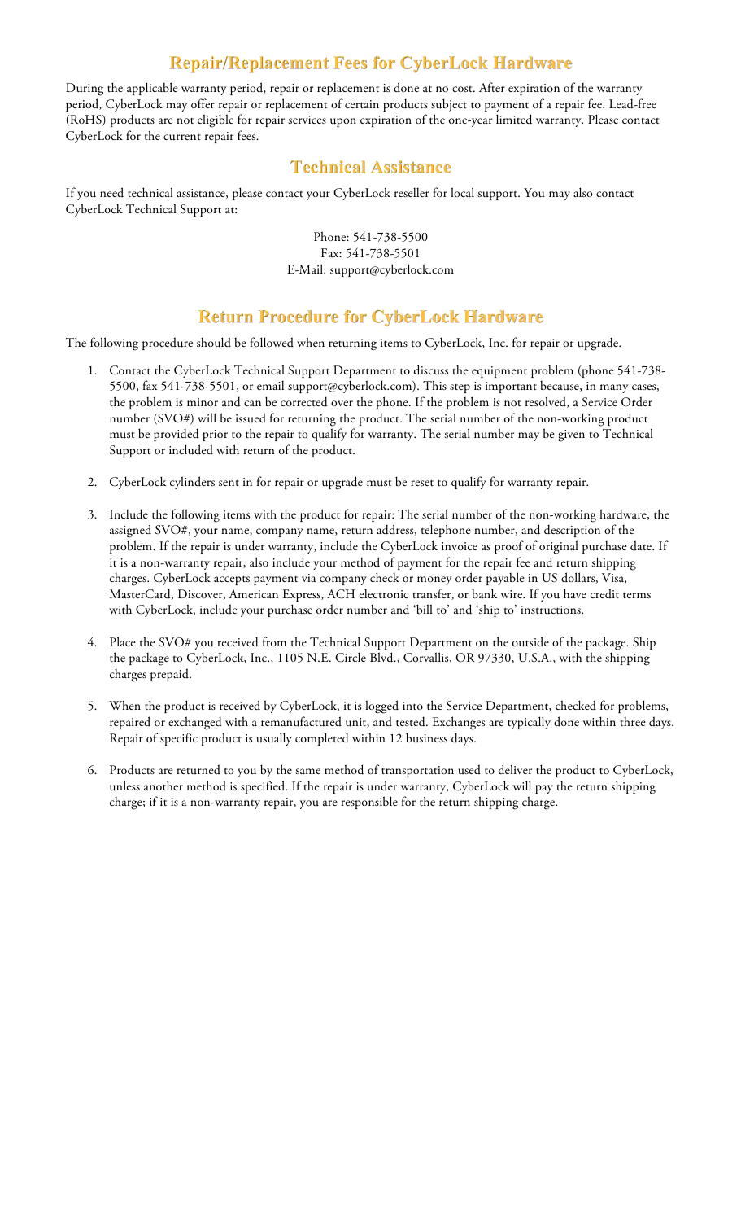## Repair/Replacement Fees for CyberLock Hardware

During the applicable warranty period, repair or replacement is done at no cost. After expiration of the warranty period, CyberLock may offer repair or replacement of certain products subject to payment of a repair fee. Lead-free (RoHS) products are not eligible for repair services upon expiration of the one-year limited warranty. Please contact CyberLock for the current repair fees.

## Technical Assistance

If you need technical assistance, please contact your CyberLock reseller for local support. You may also contact CyberLock Technical Support at:

Phone: 541-738-5500
Fax: 541-738-5501
E-Mail: support@cyberlock.com

## Return Procedure for CyberLock Hardware

The following procedure should be followed when returning items to CyberLock, Inc. for repair or upgrade.

1. Contact the CyberLock Technical Support Department to discuss the equipment problem (phone 541-738-5500, fax 541-738-5501, or email support@cyberlock.com). This step is important because, in many cases, the problem is minor and can be corrected over the phone. If the problem is not resolved, a Service Order number (SVO#) will be issued for returning the product. The serial number of the non-working product must be provided prior to the repair to qualify for warranty. The serial number may be given to Technical Support or included with return of the product.

2. CyberLock cylinders sent in for repair or upgrade must be reset to qualify for warranty repair.

3. Include the following items with the product for repair: The serial number of the non-working hardware, the assigned SVO#, your name, company name, return address, telephone number, and description of the problem. If the repair is under warranty, include the CyberLock invoice as proof of original purchase date. If it is a non-warranty repair, also include your method of payment for the repair fee and return shipping charges. CyberLock accepts payment via company check or money order payable in US dollars, Visa, MasterCard, Discover, American Express, ACH electronic transfer, or bank wire. If you have credit terms with CyberLock, include your purchase order number and 'bill to' and 'ship to' instructions.

4. Place the SVO# you received from the Technical Support Department on the outside of the package. Ship the package to CyberLock, Inc., 1105 N.E. Circle Blvd., Corvallis, OR 97330, U.S.A., with the shipping charges prepaid.

5. When the product is received by CyberLock, it is logged into the Service Department, checked for problems, repaired or exchanged with a remanufactured unit, and tested. Exchanges are typically done within three days. Repair of specific product is usually completed within 12 business days.

6. Products are returned to you by the same method of transportation used to deliver the product to CyberLock, unless another method is specified. If the repair is under warranty, CyberLock will pay the return shipping charge; if it is a non-warranty repair, you are responsible for the return shipping charge.